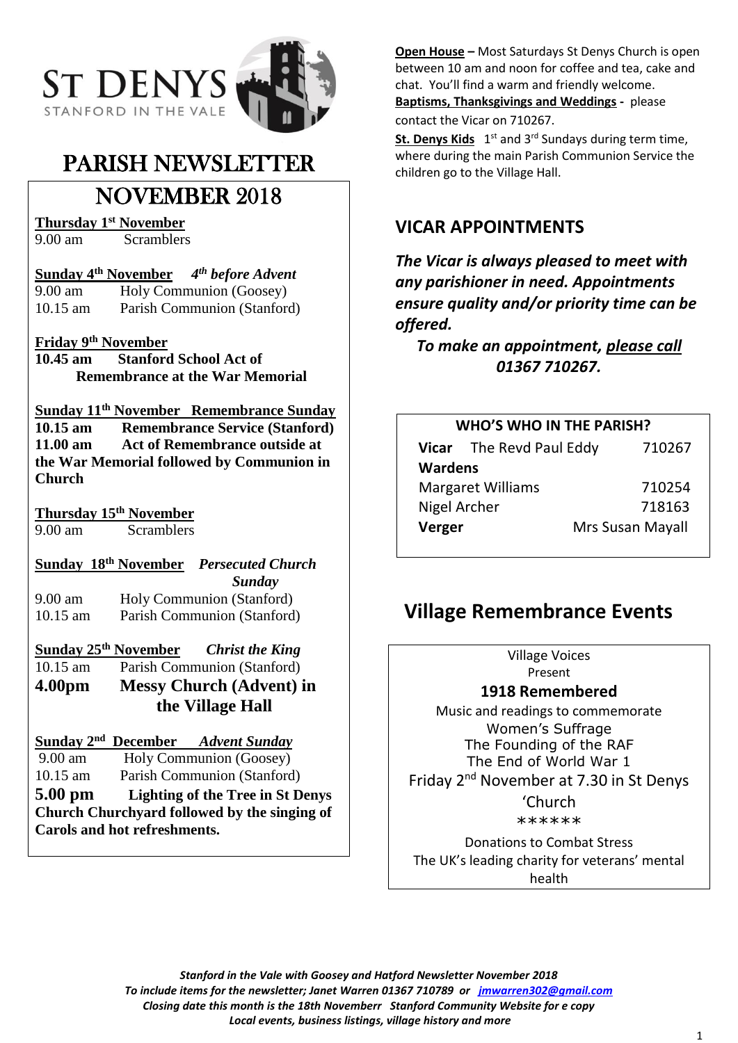# ST DENYS

STANFORD IN THE VALE

# PARISH NEWSLETTER

## NOVEMBER 2018

**Thursday 1st November**
9.00 am Scramblers

**Sunday 4th November** *4th before Advent*
9.00 am Holy Communion (Goosey)
10.15 am Parish Communion (Stanford)

**Friday 9th November**
**10.45 am Stanford School Act of Remembrance at the War Memorial**

**Sunday 11th November Remembrance Sunday**
**10.15 am Remembrance Service (Stanford)**
**11.00 am Act of Remembrance outside at the War Memorial followed by Communion in Church**

**Thursday 15th November**
9.00 am Scramblers

**Sunday 18th November** *Persecuted Church Sunday*
9.00 am Holy Communion (Stanford)
10.15 am Parish Communion (Stanford)

**Sunday 25th November** *Christ the King*
10.15 am Parish Communion (Stanford)
**4.00pm Messy Church (Advent) in the Village Hall**

**Sunday 2nd December** *Advent Sunday*
9.00 am Holy Communion (Goosey)
10.15 am Parish Communion (Stanford)
**5.00 pm Lighting of the Tree in St Denys Church Churchyard followed by the singing of Carols and hot refreshments.**

**Open House –** Most Saturdays St Denys Church is open between 10 am and noon for coffee and tea, cake and chat. You'll find a warm and friendly welcome.

**Baptisms, Thanksgivings and Weddings -** please contact the Vicar on 710267.

**St. Denys Kids** 1st and 3rd Sundays during term time, where during the main Parish Communion Service the children go to the Village Hall.

## VICAR APPOINTMENTS

***The Vicar is always pleased to meet with any parishioner in need. Appointments ensure quality and/or priority time can be offered.***

***To make an appointment, please call 01367 710267.***

**WHO'S WHO IN THE PARISH?**

| | | |
|---|---|---|
| **Vicar** | The Revd Paul Eddy | 710267 |
| **Wardens** | | |
| Margaret Williams | | 710254 |
| Nigel Archer | | 718163 |
| **Verger** | | Mrs Susan Mayall |

## Village Remembrance Events

Village Voices
Present
**1918 Remembered**
Music and readings to commemorate
Women's Suffrage
The Founding of the RAF
The End of World War 1
Friday 2nd November at 7.30 in St Denys 'Church
******
Donations to Combat Stress
The UK's leading charity for veterans' mental health

*Stanford in the Vale with Goosey and Hatford Newsletter November 2018*
*To include items for the newsletter; Janet Warren 01367 710789 or jmwarren302@gmail.com*
*Closing date this month is the 18th Novemberr Stanford Community Website for e copy*
*Local events, business listings, village history and more*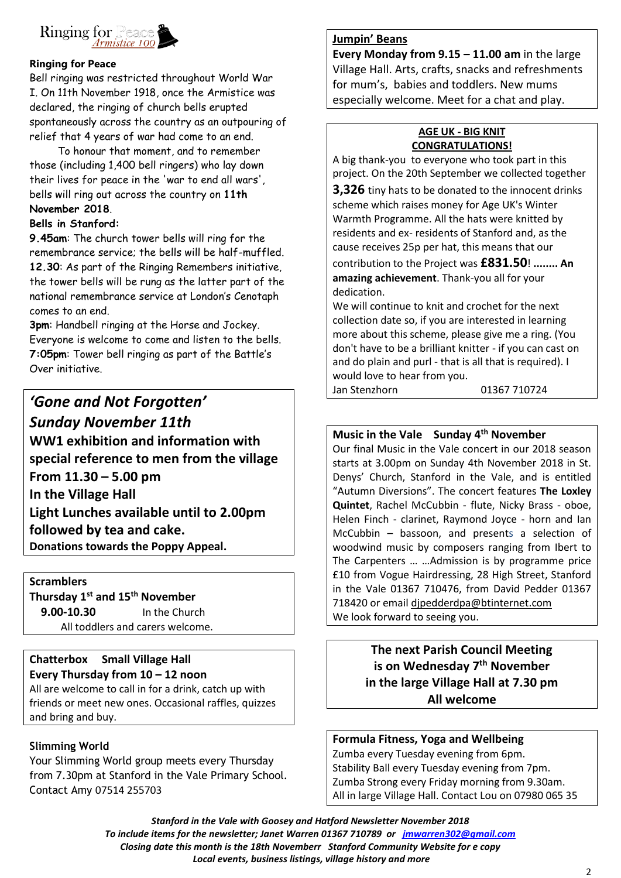Ringing for Peace *Armistice 100*

**Ringing for Peace**

Bell ringing was restricted throughout World War I. On 11th November 1918, once the Armistice was declared, the ringing of church bells erupted spontaneously across the country as an outpouring of relief that 4 years of war had come to an end.

To honour that moment, and to remember those (including 1,400 bell ringers) who lay down their lives for peace in the 'war to end all wars', bells will ring out across the country on **11th November 2018**.

**Bells in Stanford:**

**9.45am**: The church tower bells will ring for the remembrance service; the bells will be half-muffled.
**12.30**: As part of the Ringing Remembers initiative, the tower bells will be rung as the latter part of the national remembrance service at London's Cenotaph comes to an end.
**3pm**: Handbell ringing at the Horse and Jockey. Everyone is welcome to come and listen to the bells.
**7:05pm**: Tower bell ringing as part of the Battle's Over initiative.

***'Gone and Not Forgotten'***
***Sunday November 11th***
**WW1 exhibition and information with special reference to men from the village**
**From 11.30 – 5.00 pm**
**In the Village Hall**
**Light Lunches available until to 2.00pm followed by tea and cake.**
**Donations towards the Poppy Appeal.**

**Scramblers**
**Thursday 1st and 15th November**
**9.00-10.30** In the Church
All toddlers and carers welcome.

**Chatterbox Small Village Hall**
**Every Thursday from 10 – 12 noon**
All are welcome to call in for a drink, catch up with friends or meet new ones. Occasional raffles, quizzes and bring and buy.

**Slimming World**
Your Slimming World group meets every Thursday from 7.30pm at Stanford in the Vale Primary School. Contact Amy 07514 255703

**Jumpin' Beans**
**Every Monday from 9.15 – 11.00 am** in the large Village Hall. Arts, crafts, snacks and refreshments for mum's, babies and toddlers. New mums especially welcome. Meet for a chat and play.

**AGE UK - BIG KNIT**
**CONGRATULATIONS!**

A big thank-you to everyone who took part in this project. On the 20th September we collected together **3,326** tiny hats to be donated to the innocent drinks scheme which raises money for Age UK's Winter Warmth Programme. All the hats were knitted by residents and ex- residents of Stanford and, as the cause receives 25p per hat, this means that our contribution to the Project was **£831.50**! **........ An amazing achievement**. Thank-you all for your dedication.

We will continue to knit and crochet for the next collection date so, if you are interested in learning more about this scheme, please give me a ring. (You don't have to be a brilliant knitter - if you can cast on and do plain and purl - that is all that is required). I would love to hear from you.

Jan Stenzhorn 01367 710724

**Music in the Vale Sunday 4th November**
Our final Music in the Vale concert in our 2018 season starts at 3.00pm on Sunday 4th November 2018 in St. Denys' Church, Stanford in the Vale, and is entitled "Autumn Diversions". The concert features **The Loxley Quintet**, Rachel McCubbin - flute, Nicky Brass - oboe, Helen Finch - clarinet, Raymond Joyce - horn and Ian McCubbin – bassoon, and presents a selection of woodwind music by composers ranging from Ibert to The Carpenters … …Admission is by programme price £10 from Vogue Hairdressing, 28 High Street, Stanford in the Vale 01367 710476, from David Pedder 01367 718420 or email djpedderdpa@btinternet.com
We look forward to seeing you.

**The next Parish Council Meeting is on Wednesday 7th November in the large Village Hall at 7.30 pm**
**All welcome**

**Formula Fitness, Yoga and Wellbeing**
Zumba every Tuesday evening from 6pm.
Stability Ball every Tuesday evening from 7pm.
Zumba Strong every Friday morning from 9.30am.
All in large Village Hall. Contact Lou on 07980 065 35

***Stanford in the Vale with Goosey and Hatford Newsletter November 2018***
***To include items for the newsletter; Janet Warren 01367 710789 or jmwarren302@gmail.com***
***Closing date this month is the 18th Novemberr Stanford Community Website for e copy***
***Local events, business listings, village history and more***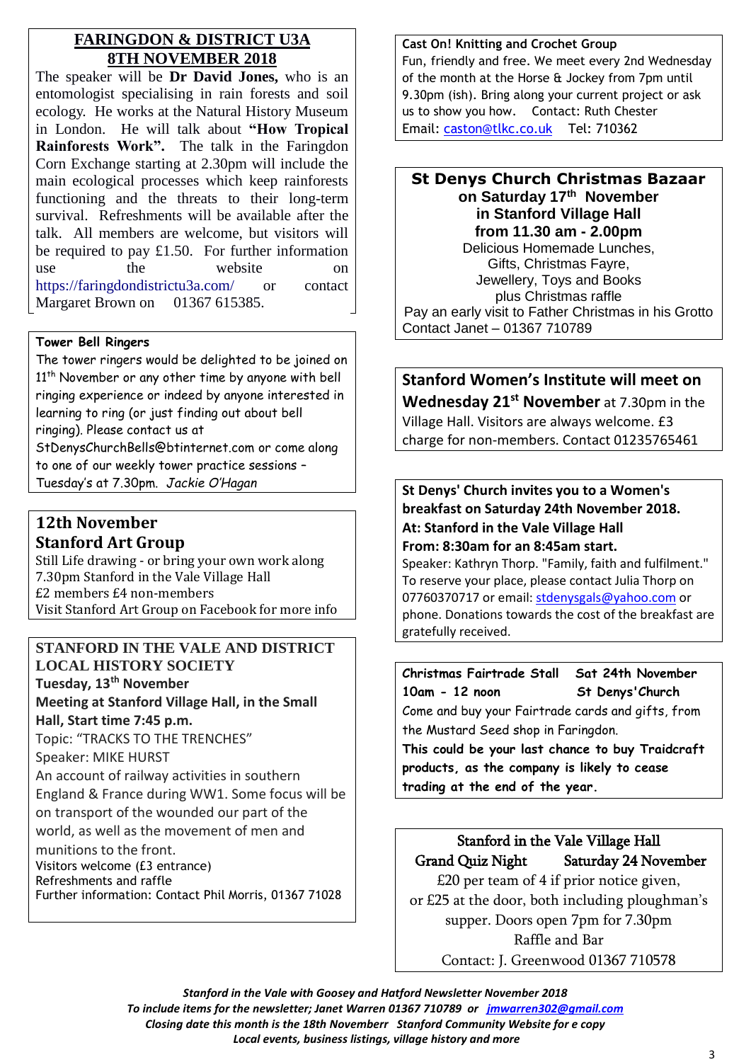## FARINGDON & DISTRICT U3A
## 8TH NOVEMBER 2018

The speaker will be **Dr David Jones,** who is an entomologist specialising in rain forests and soil ecology. He works at the Natural History Museum in London. He will talk about **"How Tropical Rainforests Work".** The talk in the Faringdon Corn Exchange starting at 2.30pm will include the main ecological processes which keep rainforests functioning and the threats to their long-term survival. Refreshments will be available after the talk. All members are welcome, but visitors will be required to pay £1.50. For further information use the website on https://faringdondistrictu3a.com/ or contact Margaret Brown on 01367 615385.

**Tower Bell Ringers**

The tower ringers would be delighted to be joined on 11th November or any other time by anyone with bell ringing experience or indeed by anyone interested in learning to ring (or just finding out about bell ringing). Please contact us at StDenysChurchBells@btinternet.com or come along to one of our weekly tower practice sessions – Tuesday's at 7.30pm. *Jackie O'Hagan*

## 12th November
## Stanford Art Group

Still Life drawing - or bring your own work along
7.30pm Stanford in the Vale Village Hall
£2 members £4 non-members
Visit Stanford Art Group on Facebook for more info

## STANFORD IN THE VALE AND DISTRICT LOCAL HISTORY SOCIETY

**Tuesday, 13th November**

**Meeting at Stanford Village Hall, in the Small Hall, Start time 7:45 p.m.**

Topic: "TRACKS TO THE TRENCHES"

Speaker: MIKE HURST

An account of railway activities in southern England & France during WW1. Some focus will be on transport of the wounded our part of the world, as well as the movement of men and munitions to the front.

Visitors welcome (£3 entrance)
Refreshments and raffle
Further information: Contact Phil Morris, 01367 71028

**Cast On! Knitting and Crochet Group**

Fun, friendly and free. We meet every 2nd Wednesday of the month at the Horse & Jockey from 7pm until 9.30pm (ish). Bring along your current project or ask us to show you how. Contact: Ruth Chester
Email: caston@tlkc.co.uk Tel: 710362

## St Denys Church Christmas Bazaar
**on Saturday 17th November**
**in Stanford Village Hall**
**from 11.30 am - 2.00pm**

Delicious Homemade Lunches,
Gifts, Christmas Fayre,
Jewellery, Toys and Books
plus Christmas raffle
Pay an early visit to Father Christmas in his Grotto
Contact Janet – 01367 710789

**Stanford Women's Institute will meet on Wednesday 21st November** at 7.30pm in the Village Hall. Visitors are always welcome. £3 charge for non-members. Contact 01235765461

**St Denys' Church invites you to a Women's breakfast on Saturday 24th November 2018.**
**At: Stanford in the Vale Village Hall**
**From: 8:30am for an 8:45am start.**

Speaker: Kathryn Thorp. "Family, faith and fulfilment." To reserve your place, please contact Julia Thorp on 07760370717 or email: stdenysgals@yahoo.com or phone. Donations towards the cost of the breakfast are gratefully received.

**Christmas Fairtrade Stall Sat 24th November**
**10am - 12 noon St Denys'Church**

Come and buy your Fairtrade cards and gifts, from the Mustard Seed shop in Faringdon.

**This could be your last chance to buy Traidcraft products, as the company is likely to cease trading at the end of the year.**

## Stanford in the Vale Village Hall
## Grand Quiz Night Saturday 24 November

£20 per team of 4 if prior notice given,
or £25 at the door, both including ploughman's supper. Doors open 7pm for 7.30pm
Raffle and Bar
Contact: J. Greenwood 01367 710578

***Stanford in the Vale with Goosey and Hatford Newsletter November 2018***
***To include items for the newsletter; Janet Warren 01367 710789 or jmwarren302@gmail.com***
***Closing date this month is the 18th Novemberr Stanford Community Website for e copy***
***Local events, business listings, village history and more***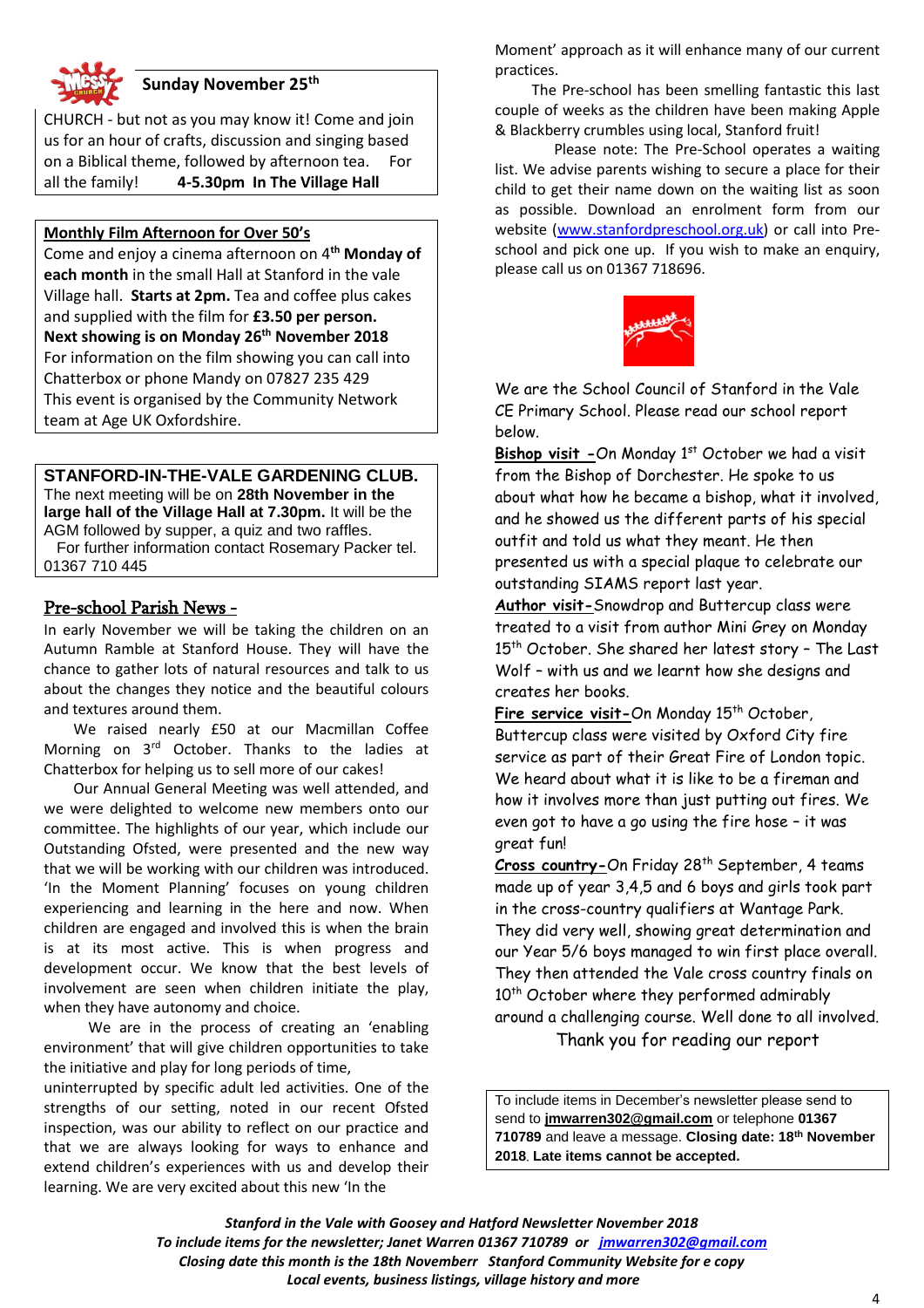## Sunday November 25th

CHURCH - but not as you may know it! Come and join us for an hour of crafts, discussion and singing based on a Biblical theme, followed by afternoon tea. For all the family! **4-5.30pm In The Village Hall**

**Monthly Film Afternoon for Over 50's**

Come and enjoy a cinema afternoon on 4th **Monday of each month** in the small Hall at Stanford in the vale Village hall. **Starts at 2pm.** Tea and coffee plus cakes and supplied with the film for **£3.50 per person.**
**Next showing is on Monday 26th November 2018**
For information on the film showing you can call into Chatterbox or phone Mandy on 07827 235 429
This event is organised by the Community Network team at Age UK Oxfordshire.

**STANFORD-IN-THE-VALE GARDENING CLUB.**
The next meeting will be on **28th November in the large hall of the Village Hall at 7.30pm.** It will be the AGM followed by supper, a quiz and two raffles.
For further information contact Rosemary Packer tel. 01367 710 445

## Pre-school Parish News -

In early November we will be taking the children on an Autumn Ramble at Stanford House. They will have the chance to gather lots of natural resources and talk to us about the changes they notice and the beautiful colours and textures around them.

We raised nearly £50 at our Macmillan Coffee Morning on 3rd October. Thanks to the ladies at Chatterbox for helping us to sell more of our cakes!

Our Annual General Meeting was well attended, and we were delighted to welcome new members onto our committee. The highlights of our year, which include our Outstanding Ofsted, were presented and the new way that we will be working with our children was introduced. 'In the Moment Planning' focuses on young children experiencing and learning in the here and now. When children are engaged and involved this is when the brain is at its most active. This is when progress and development occur. We know that the best levels of involvement are seen when children initiate the play, when they have autonomy and choice.

We are in the process of creating an 'enabling environment' that will give children opportunities to take the initiative and play for long periods of time, uninterrupted by specific adult led activities. One of the strengths of our setting, noted in our recent Ofsted inspection, was our ability to reflect on our practice and that we are always looking for ways to enhance and extend children's experiences with us and develop their learning. We are very excited about this new 'In the Moment' approach as it will enhance many of our current practices.

The Pre-school has been smelling fantastic this last couple of weeks as the children have been making Apple & Blackberry crumbles using local, Stanford fruit!

Please note: The Pre-School operates a waiting list. We advise parents wishing to secure a place for their child to get their name down on the waiting list as soon as possible. Download an enrolment form from our website (www.stanfordpreschool.org.uk) or call into Pre-school and pick one up. If you wish to make an enquiry, please call us on 01367 718696.

We are the School Council of Stanford in the Vale CE Primary School. Please read our school report below.

**Bishop visit -**On Monday 1st October we had a visit from the Bishop of Dorchester. He spoke to us about what how he became a bishop, what it involved, and he showed us the different parts of his special outfit and told us what they meant. He then presented us with a special plaque to celebrate our outstanding SIAMS report last year.

**Author visit-**Snowdrop and Buttercup class were treated to a visit from author Mini Grey on Monday 15th October. She shared her latest story – The Last Wolf – with us and we learnt how she designs and creates her books.

**Fire service visit-**On Monday 15th October, Buttercup class were visited by Oxford City fire service as part of their Great Fire of London topic. We heard about what it is like to be a fireman and how it involves more than just putting out fires. We even got to have a go using the fire hose – it was great fun!

**Cross country-**On Friday 28th September, 4 teams made up of year 3,4,5 and 6 boys and girls took part in the cross-country qualifiers at Wantage Park. They did very well, showing great determination and our Year 5/6 boys managed to win first place overall. They then attended the Vale cross country finals on 10th October where they performed admirably around a challenging course. Well done to all involved.

Thank you for reading our report

To include items in December's newsletter please send to send to **jmwarren302@gmail.com** or telephone **01367 710789** and leave a message. **Closing date: 18th November 2018**. **Late items cannot be accepted.**

***Stanford in the Vale with Goosey and Hatford Newsletter November 2018***
***To include items for the newsletter; Janet Warren 01367 710789 or jmwarren302@gmail.com***
***Closing date this month is the 18th Novemberr Stanford Community Website for e copy***
***Local events, business listings, village history and more***